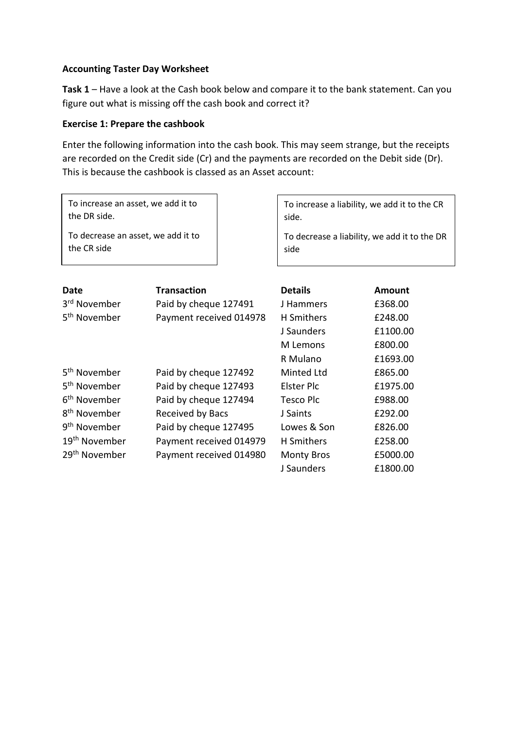**Accounting Taster Day Worksheet**

**Task 1** – Have a look at the Cash book below and compare it to the bank statement. Can you figure out what is missing off the cash book and correct it?

**Exercise 1: Prepare the cashbook**

Enter the following information into the cash book. This may seem strange, but the receipts are recorded on the Credit side (Cr) and the payments are recorded on the Debit side (Dr). This is because the cashbook is classed as an Asset account:

> To increase an asset, we add it to the DR side.
>
> To decrease an asset, we add it to the CR side

> To increase a liability, we add it to the CR side.
>
> To decrease a liability, we add it to the DR side

| Date | Transaction | Details | Amount |
|---|---|---|---|
| 3rd November | Paid by cheque 127491 | J Hammers | £368.00 |
| 5th November | Payment received 014978 | H Smithers | £248.00 |
| | | J Saunders | £1100.00 |
| | | M Lemons | £800.00 |
| | | R Mulano | £1693.00 |
| 5th November | Paid by cheque 127492 | Minted Ltd | £865.00 |
| 5th November | Paid by cheque 127493 | Elster Plc | £1975.00 |
| 6th November | Paid by cheque 127494 | Tesco Plc | £988.00 |
| 8th November | Received by Bacs | J Saints | £292.00 |
| 9th November | Paid by cheque 127495 | Lowes & Son | £826.00 |
| 19th November | Payment received 014979 | H Smithers | £258.00 |
| 29th November | Payment received 014980 | Monty Bros | £5000.00 |
| | | J Saunders | £1800.00 |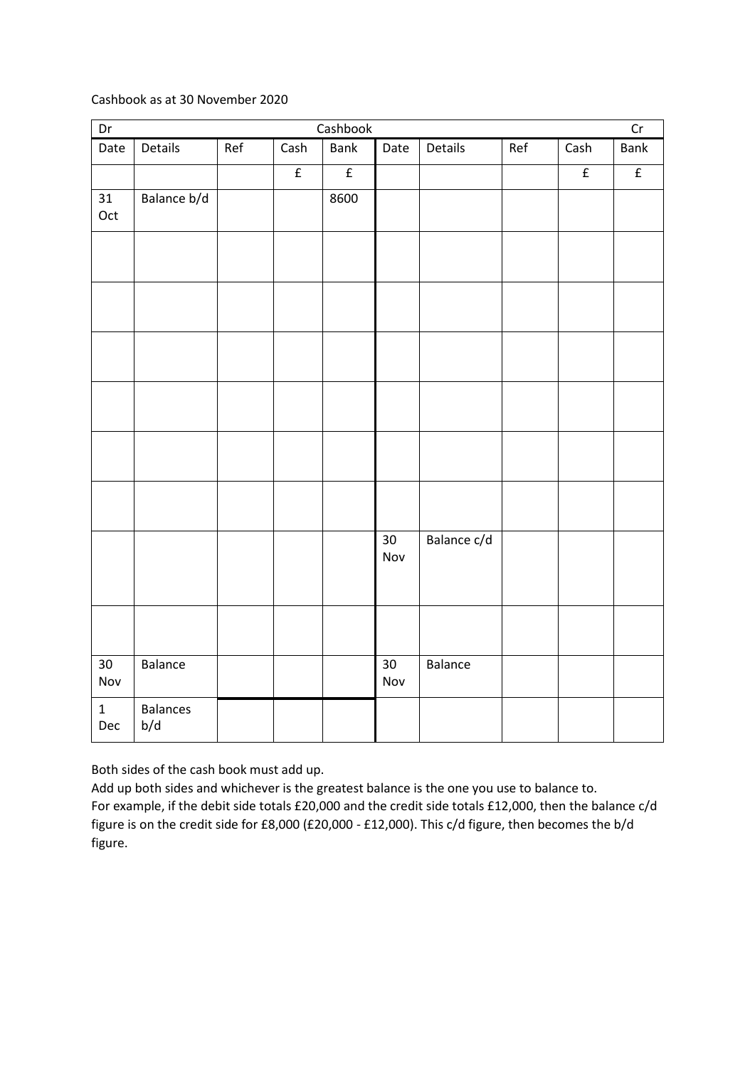Cashbook as at 30 November 2020

| Dr | | | | Cashbook | | | | | Cr |
|---|---|---|---|---|---|---|---|---|---|
| Date | Details | Ref | Cash | Bank | Date | Details | Ref | Cash | Bank |
| | | | £ | £ | | | | £ | £ |
| 31 Oct | Balance b/d | | | 8600 | | | | | |
| | | | | | | | | | |
| | | | | | | | | | |
| | | | | | | | | | |
| | | | | | | | | | |
| | | | | | | | | | |
| | | | | | | | | | |
| | | | | | 30 Nov | Balance c/d | | | |
| | | | | | | | | | |
| 30 Nov | Balance | | | | 30 Nov | Balance | | | |
| 1 Dec | Balances b/d | | | | | | | | |

Both sides of the cash book must add up.

Add up both sides and whichever is the greatest balance is the one you use to balance to.

For example, if the debit side totals £20,000 and the credit side totals £12,000, then the balance c/d figure is on the credit side for £8,000 (£20,000 - £12,000). This c/d figure, then becomes the b/d figure.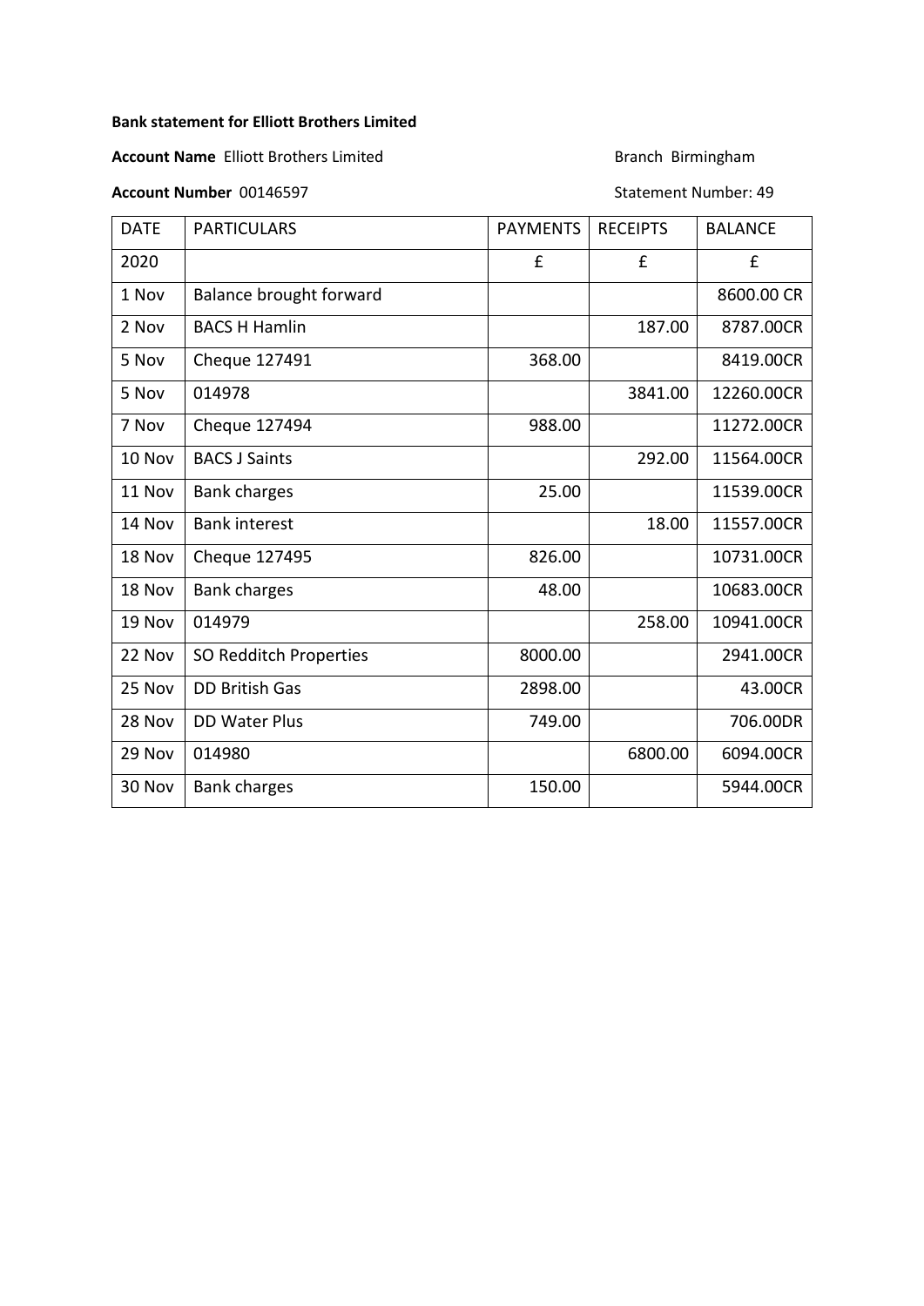**Bank statement for Elliott Brothers Limited**

**Account Name** Elliott Brothers Limited — Branch Birmingham

**Account Number** 00146597 — Statement Number: 49

| DATE | PARTICULARS | PAYMENTS | RECEIPTS | BALANCE |
|---|---|---|---|---|
| 2020 | | £ | £ | £ |
| 1 Nov | Balance brought forward | | | 8600.00 CR |
| 2 Nov | BACS H Hamlin | | 187.00 | 8787.00CR |
| 5 Nov | Cheque 127491 | 368.00 | | 8419.00CR |
| 5 Nov | 014978 | | 3841.00 | 12260.00CR |
| 7 Nov | Cheque 127494 | 988.00 | | 11272.00CR |
| 10 Nov | BACS J Saints | | 292.00 | 11564.00CR |
| 11 Nov | Bank charges | 25.00 | | 11539.00CR |
| 14 Nov | Bank interest | | 18.00 | 11557.00CR |
| 18 Nov | Cheque 127495 | 826.00 | | 10731.00CR |
| 18 Nov | Bank charges | 48.00 | | 10683.00CR |
| 19 Nov | 014979 | | 258.00 | 10941.00CR |
| 22 Nov | SO Redditch Properties | 8000.00 | | 2941.00CR |
| 25 Nov | DD British Gas | 2898.00 | | 43.00CR |
| 28 Nov | DD Water Plus | 749.00 | | 706.00DR |
| 29 Nov | 014980 | | 6800.00 | 6094.00CR |
| 30 Nov | Bank charges | 150.00 | | 5944.00CR |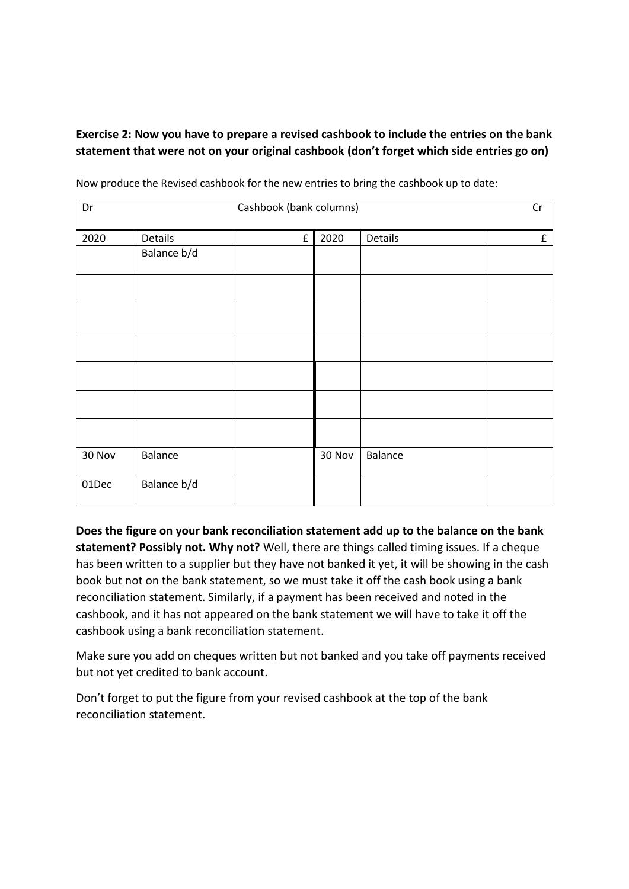**Exercise 2: Now you have to prepare a revised cashbook to include the entries on the bank statement that were not on your original cashbook (don't forget which side entries go on)**

Now produce the Revised cashbook for the new entries to bring the cashbook up to date:

| Dr | | Cashbook (bank columns) | | | Cr |
|---|---|---|---|---|---|
| 2020 | Details | £ | 2020 | Details | £ |
| | Balance b/d | | | | |
| | | | | | |
| | | | | | |
| | | | | | |
| | | | | | |
| | | | | | |
| | | | | | |
| 30 Nov | Balance | | 30 Nov | Balance | |
| 01Dec | Balance b/d | | | | |

**Does the figure on your bank reconciliation statement add up to the balance on the bank statement? Possibly not. Why not?** Well, there are things called timing issues. If a cheque has been written to a supplier but they have not banked it yet, it will be showing in the cash book but not on the bank statement, so we must take it off the cash book using a bank reconciliation statement. Similarly, if a payment has been received and noted in the cashbook, and it has not appeared on the bank statement we will have to take it off the cashbook using a bank reconciliation statement.

Make sure you add on cheques written but not banked and you take off payments received but not yet credited to bank account.

Don't forget to put the figure from your revised cashbook at the top of the bank reconciliation statement.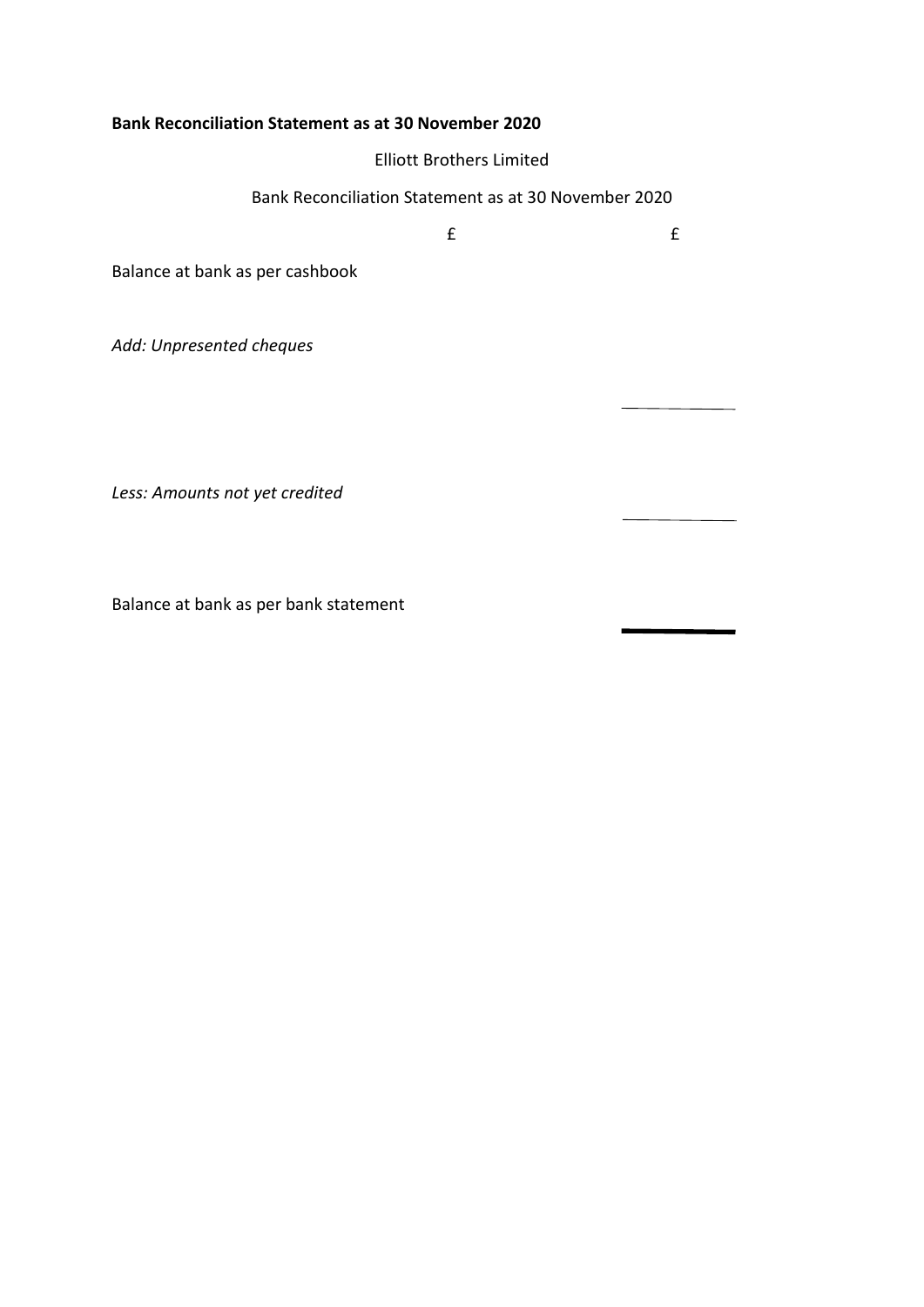**Bank Reconciliation Statement as at 30 November 2020**

Elliott Brothers Limited

Bank Reconciliation Statement as at 30 November 2020

| | £ | £ |
|---|---|---|
| Balance at bank as per cashbook | | |
| *Add: Unpresented cheques* | | |
| | | |
| *Less: Amounts not yet credited* | | |
| | | |
| Balance at bank as per bank statement | | |